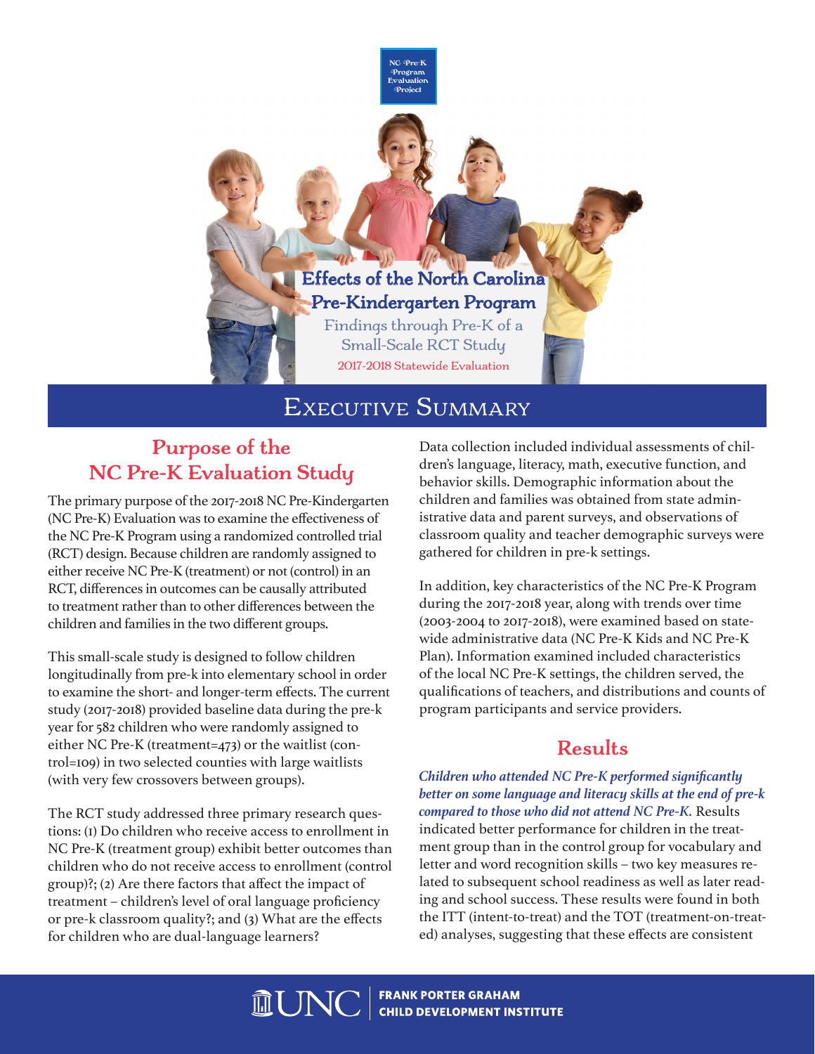NC Pre-K Program Evaluation Project

# Effects of the North Carolina Pre-Kindergarten Program

Findings through Pre-K of a Small-Scale RCT Study

2017-2018 Statewide Evaluation

## Executive Summary

### Purpose of the NC Pre-K Evaluation Study

The primary purpose of the 2017-2018 NC Pre-Kindergarten (NC Pre-K) Evaluation was to examine the effectiveness of the NC Pre-K Program using a randomized controlled trial (RCT) design. Because children are randomly assigned to either receive NC Pre-K (treatment) or not (control) in an RCT, differences in outcomes can be causally attributed to treatment rather than to other differences between the children and families in the two different groups.

This small-scale study is designed to follow children longitudinally from pre-k into elementary school in order to examine the short- and longer-term effects. The current study (2017-2018) provided baseline data during the pre-k year for 582 children who were randomly assigned to either NC Pre-K (treatment=473) or the waitlist (control=109) in two selected counties with large waitlists (with very few crossovers between groups).

The RCT study addressed three primary research questions: (1) Do children who receive access to enrollment in NC Pre-K (treatment group) exhibit better outcomes than children who do not receive access to enrollment (control group)?; (2) Are there factors that affect the impact of treatment – children's level of oral language proficiency or pre-k classroom quality?; and (3) What are the effects for children who are dual-language learners?

Data collection included individual assessments of children's language, literacy, math, executive function, and behavior skills. Demographic information about the children and families was obtained from state administrative data and parent surveys, and observations of classroom quality and teacher demographic surveys were gathered for children in pre-k settings.

In addition, key characteristics of the NC Pre-K Program during the 2017-2018 year, along with trends over time (2003-2004 to 2017-2018), were examined based on statewide administrative data (NC Pre-K Kids and NC Pre-K Plan). Information examined included characteristics of the local NC Pre-K settings, the children served, the qualifications of teachers, and distributions and counts of program participants and service providers.

### Results

***Children who attended NC Pre-K performed significantly better on some language and literacy skills at the end of pre-k compared to those who did not attend NC Pre-K.*** Results indicated better performance for children in the treatment group than in the control group for vocabulary and letter and word recognition skills – two key measures related to subsequent school readiness as well as later reading and school success. These results were found in both the ITT (intent-to-treat) and the TOT (treatment-on-treated) analyses, suggesting that these effects are consistent

UNC Frank Porter Graham Child Development Institute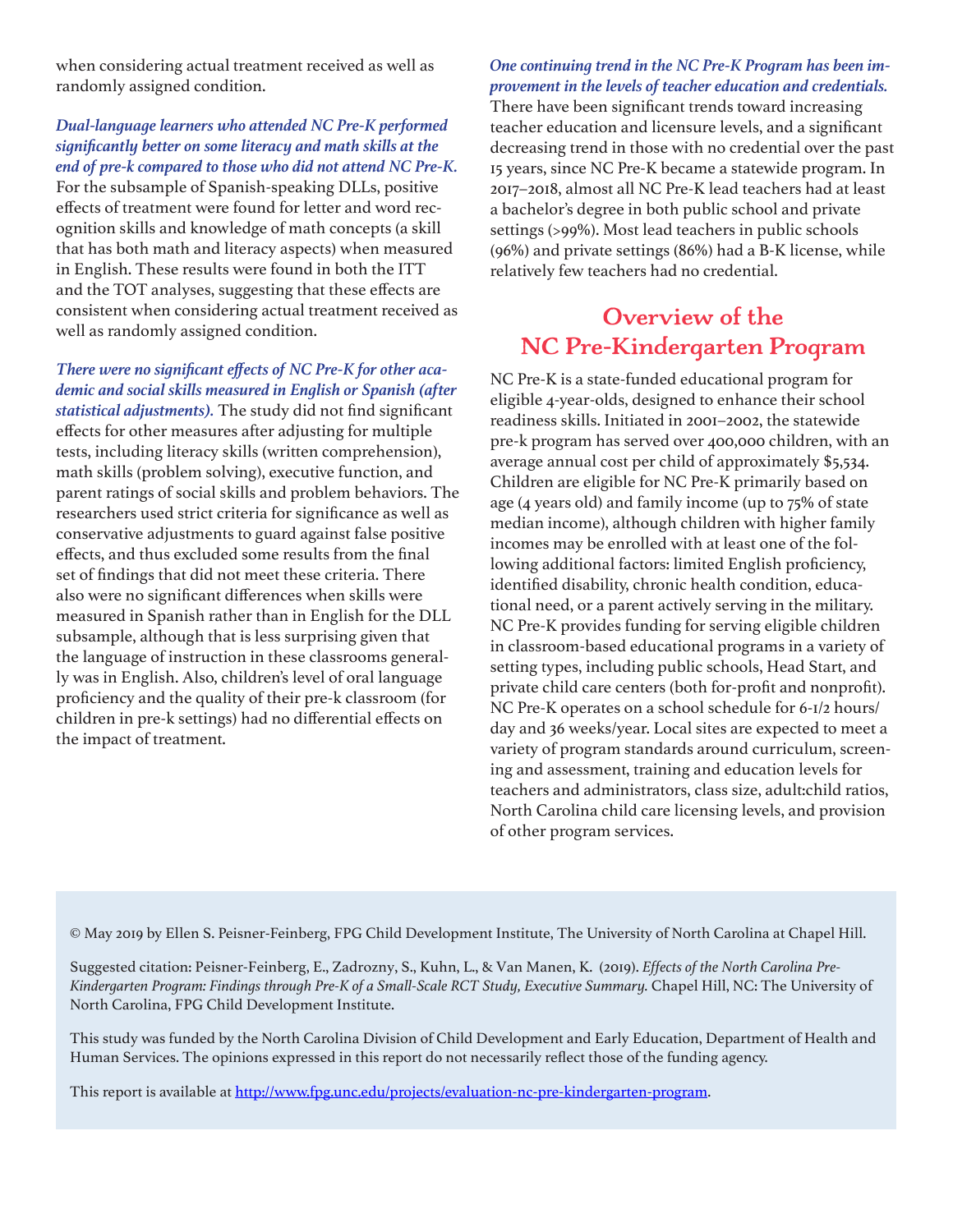when considering actual treatment received as well as randomly assigned condition.

***Dual-language learners who attended NC Pre-K performed significantly better on some literacy and math skills at the end of pre-k compared to those who did not attend NC Pre-K.*** For the subsample of Spanish-speaking DLLs, positive effects of treatment were found for letter and word recognition skills and knowledge of math concepts (a skill that has both math and literacy aspects) when measured in English. These results were found in both the ITT and the TOT analyses, suggesting that these effects are consistent when considering actual treatment received as well as randomly assigned condition.

***There were no significant effects of NC Pre-K for other academic and social skills measured in English or Spanish (after statistical adjustments).*** The study did not find significant effects for other measures after adjusting for multiple tests, including literacy skills (written comprehension), math skills (problem solving), executive function, and parent ratings of social skills and problem behaviors. The researchers used strict criteria for significance as well as conservative adjustments to guard against false positive effects, and thus excluded some results from the final set of findings that did not meet these criteria. There also were no significant differences when skills were measured in Spanish rather than in English for the DLL subsample, although that is less surprising given that the language of instruction in these classrooms generally was in English. Also, children's level of oral language proficiency and the quality of their pre-k classroom (for children in pre-k settings) had no differential effects on the impact of treatment.

***One continuing trend in the NC Pre-K Program has been improvement in the levels of teacher education and credentials.*** There have been significant trends toward increasing teacher education and licensure levels, and a significant decreasing trend in those with no credential over the past 15 years, since NC Pre-K became a statewide program. In 2017–2018, almost all NC Pre-K lead teachers had at least a bachelor's degree in both public school and private settings (>99%). Most lead teachers in public schools (96%) and private settings (86%) had a B-K license, while relatively few teachers had no credential.

## Overview of the NC Pre-Kindergarten Program

NC Pre-K is a state-funded educational program for eligible 4-year-olds, designed to enhance their school readiness skills. Initiated in 2001–2002, the statewide pre-k program has served over 400,000 children, with an average annual cost per child of approximately $5,534. Children are eligible for NC Pre-K primarily based on age (4 years old) and family income (up to 75% of state median income), although children with higher family incomes may be enrolled with at least one of the following additional factors: limited English proficiency, identified disability, chronic health condition, educational need, or a parent actively serving in the military. NC Pre-K provides funding for serving eligible children in classroom-based educational programs in a variety of setting types, including public schools, Head Start, and private child care centers (both for-profit and nonprofit). NC Pre-K operates on a school schedule for 6-1/2 hours/day and 36 weeks/year. Local sites are expected to meet a variety of program standards around curriculum, screening and assessment, training and education levels for teachers and administrators, class size, adult:child ratios, North Carolina child care licensing levels, and provision of other program services.

© May 2019 by Ellen S. Peisner-Feinberg, FPG Child Development Institute, The University of North Carolina at Chapel Hill.

Suggested citation: Peisner-Feinberg, E., Zadrozny, S., Kuhn, L., & Van Manen, K. (2019). *Effects of the North Carolina Pre-Kindergarten Program: Findings through Pre-K of a Small-Scale RCT Study, Executive Summary.* Chapel Hill, NC: The University of North Carolina, FPG Child Development Institute.

This study was funded by the North Carolina Division of Child Development and Early Education, Department of Health and Human Services. The opinions expressed in this report do not necessarily reflect those of the funding agency.

This report is available at http://www.fpg.unc.edu/projects/evaluation-nc-pre-kindergarten-program.